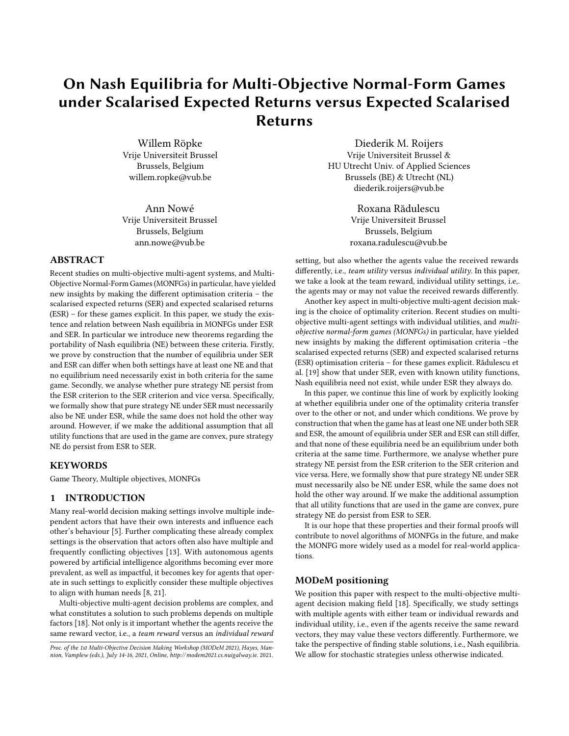# On Nash Equilibria for Multi-Objective Normal-Form Games under Scalarised Expected Returns versus Expected Scalarised Returns

Willem Röpke
Vrije Universiteit Brussel
Brussels, Belgium
willem.ropke@vub.be

Diederik M. Roijers
Vrije Universiteit Brussel &
HU Utrecht Univ. of Applied Sciences
Brussels (BE) & Utrecht (NL)
diederik.roijers@vub.be

Ann Nowé
Vrije Universiteit Brussel
Brussels, Belgium
ann.nowe@vub.be

Roxana Rădulescu
Vrije Universiteit Brussel
Brussels, Belgium
roxana.radulescu@vub.be

## ABSTRACT

Recent studies on multi-objective multi-agent systems, and Multi-Objective Normal-Form Games (MONFGs) in particular, have yielded new insights by making the different optimisation criteria – the scalarised expected returns (SER) and expected scalarised returns (ESR) – for these games explicit. In this paper, we study the existence and relation between Nash equilibria in MONFGs under ESR and SER. In particular we introduce new theorems regarding the portability of Nash equilibria (NE) between these criteria. Firstly, we prove by construction that the number of equilibria under SER and ESR can differ when both settings have at least one NE and that no equilibrium need necessarily exist in both criteria for the same game. Secondly, we analyse whether pure strategy NE persist from the ESR criterion to the SER criterion and vice versa. Specifically, we formally show that pure strategy NE under SER must necessarily also be NE under ESR, while the same does not hold the other way around. However, if we make the additional assumption that all utility functions that are used in the game are convex, pure strategy NE do persist from ESR to SER.

## KEYWORDS

Game Theory, Multiple objectives, MONFGs

## 1 INTRODUCTION

Many real-world decision making settings involve multiple independent actors that have their own interests and influence each other's behaviour [5]. Further complicating these already complex settings is the observation that actors often also have multiple and frequently conflicting objectives [13]. With autonomous agents powered by artificial intelligence algorithms becoming ever more prevalent, as well as impactful, it becomes key for agents that operate in such settings to explicitly consider these multiple objectives to align with human needs [8, 21].

Multi-objective multi-agent decision problems are complex, and what constitutes a solution to such problems depends on multiple factors [18]. Not only is it important whether the agents receive the same reward vector, i.e., a *team reward* versus an *individual reward* setting, but also whether the agents value the received rewards differently, i.e., *team utility* versus *individual utility*. In this paper, we take a look at the team reward, individual utility settings, i.e,. the agents may or may not value the received rewards differently.

Another key aspect in multi-objective multi-agent decision making is the choice of optimality criterion. Recent studies on multi-objective multi-agent settings with individual utilities, and *multi-objective normal-form games (MONFGs)* in particular, have yielded new insights by making the different optimisation criteria –the scalarised expected returns (SER) and expected scalarised returns (ESR) optimisation criteria – for these games explicit. Rădulescu et al. [19] show that under SER, even with known utility functions, Nash equilibria need not exist, while under ESR they always do.

In this paper, we continue this line of work by explicitly looking at whether equilibria under one of the optimality criteria transfer over to the other or not, and under which conditions. We prove by construction that when the game has at least one NE under both SER and ESR, the amount of equilibria under SER and ESR can still differ, and that none of these equilibria need be an equilibrium under both criteria at the same time. Furthermore, we analyse whether pure strategy NE persist from the ESR criterion to the SER criterion and vice versa. Here, we formally show that pure strategy NE under SER must necessarily also be NE under ESR, while the same does not hold the other way around. If we make the additional assumption that all utility functions that are used in the game are convex, pure strategy NE do persist from ESR to SER.

It is our hope that these properties and their formal proofs will contribute to novel algorithms of MONFGs in the future, and make the MONFG more widely used as a model for real-world applications.

### MODeM positioning

We position this paper with respect to the multi-objective multi-agent decision making field [18]. Specifically, we study settings with multiple agents with either team or individual rewards and individual utility, i.e., even if the agents receive the same reward vectors, they may value these vectors differently. Furthermore, we take the perspective of finding stable solutions, i.e., Nash equilibria. We allow for stochastic strategies unless otherwise indicated.

*Proc. of the 1st Multi-Objective Decision Making Workshop (MODeM 2021), Hayes, Mannion, Vamplew (eds.), July 14-16, 2021, Online, http://modem2021.cs.nuigalway.ie.* 2021.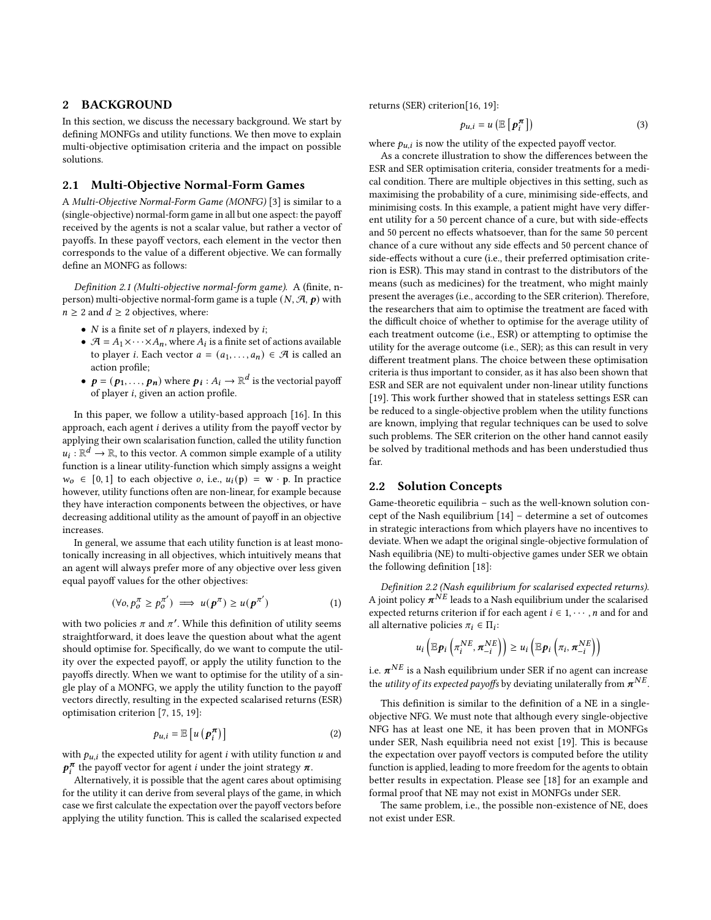## 2 BACKGROUND

In this section, we discuss the necessary background. We start by defining MONFGs and utility functions. We then move to explain multi-objective optimisation criteria and the impact on possible solutions.

### 2.1 Multi-Objective Normal-Form Games

A *Multi-Objective Normal-Form Game (MONFG)* [3] is similar to a (single-objective) normal-form game in all but one aspect: the payoff received by the agents is not a scalar value, but rather a vector of payoffs. In these payoff vectors, each element in the vector then corresponds to the value of a different objective. We can formally define an MONFG as follows:

*Definition 2.1 (Multi-objective normal-form game).* A (finite, n-person) multi-objective normal-form game is a tuple $(N, \mathcal{A}, \boldsymbol{p})$ with $n \geq 2$ and $d \geq 2$ objectives, where:

- $N$ is a finite set of $n$ players, indexed by $i$;
- $\mathcal{A} = A_1 \times \cdots \times A_n$, where $A_i$ is a finite set of actions available to player $i$. Each vector $a = (a_1, \ldots, a_n) \in \mathcal{A}$ is called an action profile;
- $\boldsymbol{p} = (\boldsymbol{p_1}, \ldots, \boldsymbol{p_n})$ where $\boldsymbol{p_i} : A_i \to \mathbb{R}^d$ is the vectorial payoff of player $i$, given an action profile.

In this paper, we follow a utility-based approach [16]. In this approach, each agent $i$ derives a utility from the payoff vector by applying their own scalarisation function, called the utility function $u_i : \mathbb{R}^d \to \mathbb{R}$, to this vector. A common simple example of a utility function is a linear utility-function which simply assigns a weight $w_o \in [0, 1]$ to each objective $o$, i.e., $u_i(\mathbf{p}) = \mathbf{w} \cdot \mathbf{p}$. In practice however, utility functions often are non-linear, for example because they have interaction components between the objectives, or have decreasing additional utility as the amount of payoff in an objective increases.

In general, we assume that each utility function is at least monotonically increasing in all objectives, which intuitively means that an agent will always prefer more of any objective over less given equal payoff values for the other objectives:

$$(\forall o, p_o^{\pi} \geq p_o^{\pi'}) \implies u(\boldsymbol{p}^{\pi}) \geq u(\boldsymbol{p}^{\pi'}) \tag{1}$$

with two policies $\pi$ and $\pi'$. While this definition of utility seems straightforward, it does leave the question about what the agent should optimise for. Specifically, do we want to compute the utility over the expected payoff, or apply the utility function to the payoffs directly. When we want to optimise for the utility of a single play of a MONFG, we apply the utility function to the payoff vectors directly, resulting in the expected scalarised returns (ESR) optimisation criterion [7, 15, 19]:

$$p_{u,i} = \mathbb{E}\left[u\left(\boldsymbol{p}_i^{\boldsymbol{\pi}}\right)\right] \tag{2}$$

with $p_{u,i}$ the expected utility for agent $i$ with utility function $u$ and $\boldsymbol{p}_i^{\boldsymbol{\pi}}$ the payoff vector for agent $i$ under the joint strategy $\boldsymbol{\pi}$.

Alternatively, it is possible that the agent cares about optimising for the utility it can derive from several plays of the game, in which case we first calculate the expectation over the payoff vectors before applying the utility function. This is called the scalarised expected returns (SER) criterion[16, 19]:

$$p_{u,i} = u\left(\mathbb{E}\left[\boldsymbol{p}_i^{\boldsymbol{\pi}}\right]\right) \tag{3}$$

where $p_{u,i}$ is now the utility of the expected payoff vector.

As a concrete illustration to show the differences between the ESR and SER optimisation criteria, consider treatments for a medical condition. There are multiple objectives in this setting, such as maximising the probability of a cure, minimising side-effects, and minimising costs. In this example, a patient might have very different utility for a 50 percent chance of a cure, but with side-effects and 50 percent no effects whatsoever, than for the same 50 percent chance of a cure without any side effects and 50 percent chance of side-effects without a cure (i.e., their preferred optimisation criterion is ESR). This may stand in contrast to the distributors of the means (such as medicines) for the treatment, who might mainly present the averages (i.e., according to the SER criterion). Therefore, the researchers that aim to optimise the treatment are faced with the difficult choice of whether to optimise for the average utility of each treatment outcome (i.e., ESR) or attempting to optimise the utility for the average outcome (i.e., SER); as this can result in very different treatment plans. The choice between these optimisation criteria is thus important to consider, as it has also been shown that ESR and SER are not equivalent under non-linear utility functions [19]. This work further showed that in stateless settings ESR can be reduced to a single-objective problem when the utility functions are known, implying that regular techniques can be used to solve such problems. The SER criterion on the other hand cannot easily be solved by traditional methods and has been understudied thus far.

### 2.2 Solution Concepts

Game-theoretic equilibria – such as the well-known solution concept of the Nash equilibrium [14] – determine a set of outcomes in strategic interactions from which players have no incentives to deviate. When we adapt the original single-objective formulation of Nash equilibria (NE) to multi-objective games under SER we obtain the following definition [18]:

*Definition 2.2 (Nash equilibrium for scalarised expected returns).* A joint policy $\boldsymbol{\pi}^{NE}$ leads to a Nash equilibrium under the scalarised expected returns criterion if for each agent $i \in 1, \cdots, n$ and for and all alternative policies $\pi_i \in \Pi_i$:

$$u_i\left(\mathbb{E}\boldsymbol{p}_i\left(\pi_i^{NE}, \boldsymbol{\pi}_{-i}^{NE}\right)\right) \geq u_i\left(\mathbb{E}\boldsymbol{p}_i\left(\pi_i, \boldsymbol{\pi}_{-i}^{NE}\right)\right)$$

i.e. $\boldsymbol{\pi}^{NE}$ is a Nash equilibrium under SER if no agent can increase the *utility of its expected payoffs* by deviating unilaterally from $\boldsymbol{\pi}^{NE}$.

This definition is similar to the definition of a NE in a single-objective NFG. We must note that although every single-objective NFG has at least one NE, it has been proven that in MONFGs under SER, Nash equilibria need not exist [19]. This is because the expectation over payoff vectors is computed before the utility function is applied, leading to more freedom for the agents to obtain better results in expectation. Please see [18] for an example and formal proof that NE may not exist in MONFGs under SER.

The same problem, i.e., the possible non-existence of NE, does not exist under ESR.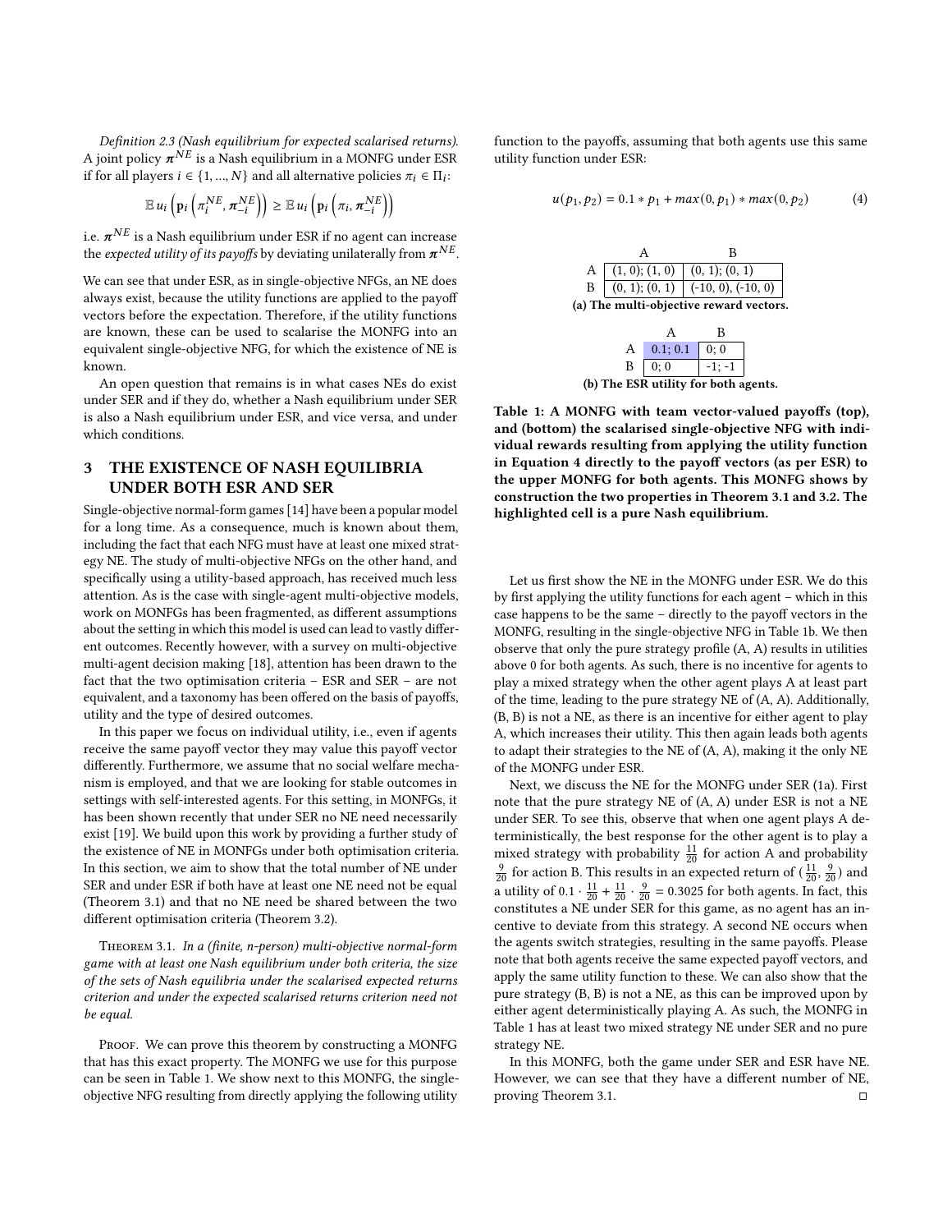*Definition 2.3 (Nash equilibrium for expected scalarised returns).* A joint policy $\boldsymbol{\pi}^{NE}$ is a Nash equilibrium in a MONFG under ESR if for all players $i \in \{1, ..., N\}$ and all alternative policies $\pi_i \in \Pi_i$:

$$\mathbb{E}\, u_i \left( \mathbf{p}_i \left( \pi_i^{NE}, \boldsymbol{\pi}_{-i}^{NE} \right) \right) \geq \mathbb{E}\, u_i \left( \mathbf{p}_i \left( \pi_i, \boldsymbol{\pi}_{-i}^{NE} \right) \right)$$

i.e. $\boldsymbol{\pi}^{NE}$ is a Nash equilibrium under ESR if no agent can increase the *expected utility of its payoffs* by deviating unilaterally from $\boldsymbol{\pi}^{NE}$.

We can see that under ESR, as in single-objective NFGs, an NE does always exist, because the utility functions are applied to the payoff vectors before the expectation. Therefore, if the utility functions are known, these can be used to scalarise the MONFG into an equivalent single-objective NFG, for which the existence of NE is known.

An open question that remains is in what cases NEs do exist under SER and if they do, whether a Nash equilibrium under SER is also a Nash equilibrium under ESR, and vice versa, and under which conditions.

## 3 THE EXISTENCE OF NASH EQUILIBRIA UNDER BOTH ESR AND SER

Single-objective normal-form games [14] have been a popular model for a long time. As a consequence, much is known about them, including the fact that each NFG must have at least one mixed strategy NE. The study of multi-objective NFGs on the other hand, and specifically using a utility-based approach, has received much less attention. As is the case with single-agent multi-objective models, work on MONFGs has been fragmented, as different assumptions about the setting in which this model is used can lead to vastly different outcomes. Recently however, with a survey on multi-objective multi-agent decision making [18], attention has been drawn to the fact that the two optimisation criteria – ESR and SER – are not equivalent, and a taxonomy has been offered on the basis of payoffs, utility and the type of desired outcomes.

In this paper we focus on individual utility, i.e., even if agents receive the same payoff vector they may value this payoff vector differently. Furthermore, we assume that no social welfare mechanism is employed, and that we are looking for stable outcomes in settings with self-interested agents. For this setting, in MONFGs, it has been shown recently that under SER no NE need necessarily exist [19]. We build upon this work by providing a further study of the existence of NE in MONFGs under both optimisation criteria. In this section, we aim to show that the total number of NE under SER and under ESR if both have at least one NE need not be equal (Theorem 3.1) and that no NE need be shared between the two different optimisation criteria (Theorem 3.2).

Theorem 3.1. *In a (finite, n-person) multi-objective normal-form game with at least one Nash equilibrium under both criteria, the size of the sets of Nash equilibria under the scalarised expected returns criterion and under the expected scalarised returns criterion need not be equal.*

Proof. We can prove this theorem by constructing a MONFG that has this exact property. The MONFG we use for this purpose can be seen in Table 1. We show next to this MONFG, the single-objective NFG resulting from directly applying the following utility function to the payoffs, assuming that both agents use this same utility function under ESR:

$$u(p_1, p_2) = 0.1 * p_1 + max(0, p_1) * max(0, p_2) \tag{4}$$

| | A | B |
|---|---|---|
| A | (1, 0); (1, 0) | (0, 1); (0, 1) |
| B | (0, 1); (0, 1) | (-10, 0), (-10, 0) |

(a) The multi-objective reward vectors.

| | A | B |
|---|---|---|
| A | 0.1; 0.1 | 0; 0 |
| B | 0; 0 | -1; -1 |

(b) The ESR utility for both agents.

**Table 1: A MONFG with team vector-valued payoffs (top), and (bottom) the scalarised single-objective NFG with individual rewards resulting from applying the utility function in Equation 4 directly to the payoff vectors (as per ESR) to the upper MONFG for both agents. This MONFG shows by construction the two properties in Theorem 3.1 and 3.2. The highlighted cell is a pure Nash equilibrium.**

Let us first show the NE in the MONFG under ESR. We do this by first applying the utility functions for each agent – which in this case happens to be the same – directly to the payoff vectors in the MONFG, resulting in the single-objective NFG in Table 1b. We then observe that only the pure strategy profile (A, A) results in utilities above 0 for both agents. As such, there is no incentive for agents to play a mixed strategy when the other agent plays A at least part of the time, leading to the pure strategy NE of (A, A). Additionally, (B, B) is not a NE, as there is an incentive for either agent to play A, which increases their utility. This then again leads both agents to adapt their strategies to the NE of (A, A), making it the only NE of the MONFG under ESR.

Next, we discuss the NE for the MONFG under SER (1a). First note that the pure strategy NE of (A, A) under ESR is not a NE under SER. To see this, observe that when one agent plays A deterministically, the best response for the other agent is to play a mixed strategy with probability $\frac{11}{20}$ for action A and probability $\frac{9}{20}$ for action B. This results in an expected return of $(\frac{11}{20}, \frac{9}{20})$ and a utility of $0.1 \cdot \frac{11}{20} + \frac{11}{20} \cdot \frac{9}{20} = 0.3025$ for both agents. In fact, this constitutes a NE under SER for this game, as no agent has an incentive to deviate from this strategy. A second NE occurs when the agents switch strategies, resulting in the same payoffs. Please note that both agents receive the same expected payoff vectors, and apply the same utility function to these. We can also show that the pure strategy (B, B) is not a NE, as this can be improved upon by either agent deterministically playing A. As such, the MONFG in Table 1 has at least two mixed strategy NE under SER and no pure strategy NE.

In this MONFG, both the game under SER and ESR have NE. However, we can see that they have a different number of NE, proving Theorem 3.1. □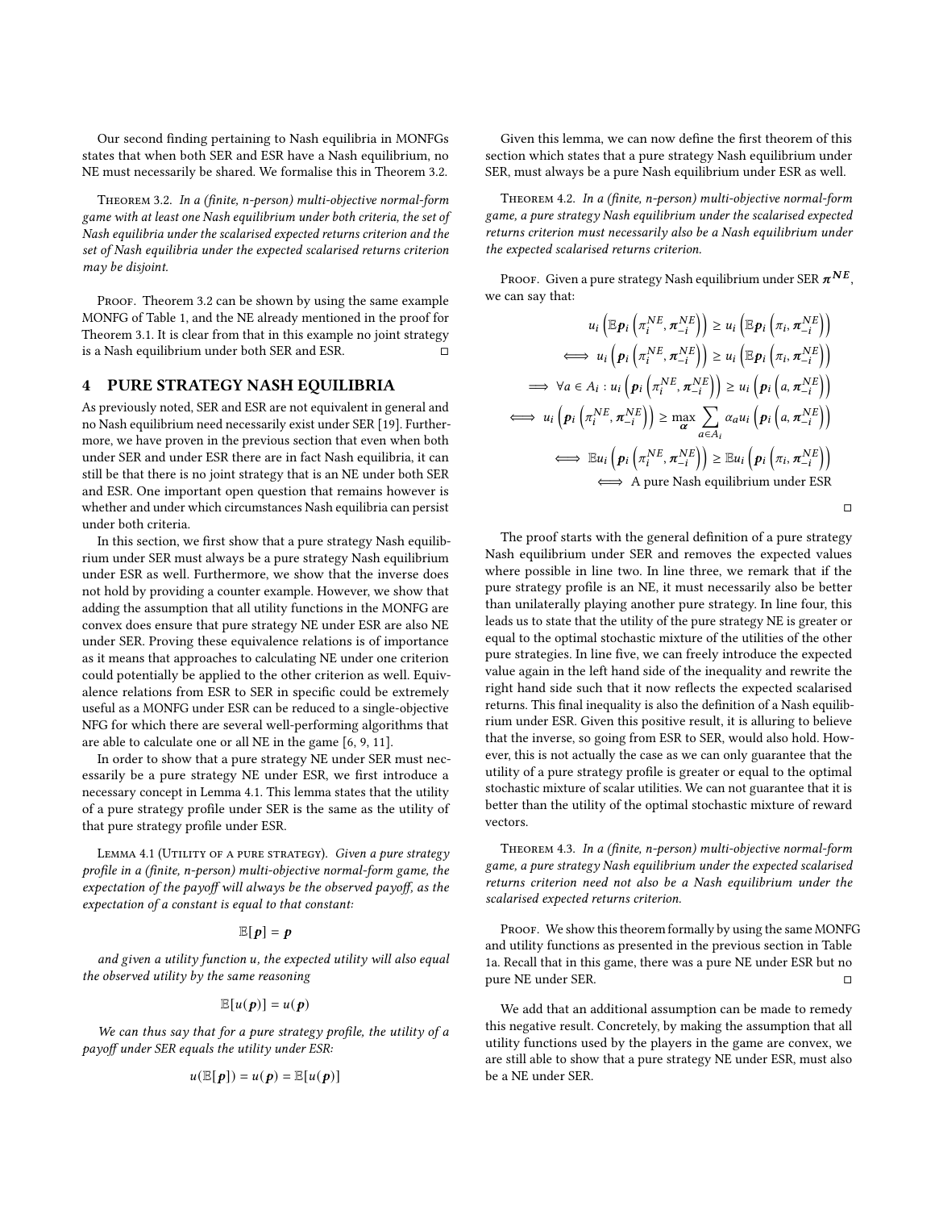Our second finding pertaining to Nash equilibria in MONFGs states that when both SER and ESR have a Nash equilibrium, no NE must necessarily be shared. We formalise this in Theorem 3.2.

Theorem 3.2. *In a (finite, n-person) multi-objective normal-form game with at least one Nash equilibrium under both criteria, the set of Nash equilibria under the scalarised expected returns criterion and the set of Nash equilibria under the expected scalarised returns criterion may be disjoint.*

Proof. Theorem 3.2 can be shown by using the same example MONFG of Table 1, and the NE already mentioned in the proof for Theorem 3.1. It is clear from that in this example no joint strategy is a Nash equilibrium under both SER and ESR. □

## 4 PURE STRATEGY NASH EQUILIBRIA

As previously noted, SER and ESR are not equivalent in general and no Nash equilibrium need necessarily exist under SER [19]. Furthermore, we have proven in the previous section that even when both under SER and under ESR there are in fact Nash equilibria, it can still be that there is no joint strategy that is an NE under both SER and ESR. One important open question that remains however is whether and under which circumstances Nash equilibria can persist under both criteria.

In this section, we first show that a pure strategy Nash equilibrium under SER must always be a pure strategy Nash equilibrium under ESR as well. Furthermore, we show that the inverse does not hold by providing a counter example. However, we show that adding the assumption that all utility functions in the MONFG are convex does ensure that pure strategy NE under ESR are also NE under SER. Proving these equivalence relations is of importance as it means that approaches to calculating NE under one criterion could potentially be applied to the other criterion as well. Equivalence relations from ESR to SER in specific could be extremely useful as a MONFG under ESR can be reduced to a single-objective NFG for which there are several well-performing algorithms that are able to calculate one or all NE in the game [6, 9, 11].

In order to show that a pure strategy NE under SER must necessarily be a pure strategy NE under ESR, we first introduce a necessary concept in Lemma 4.1. This lemma states that the utility of a pure strategy profile under SER is the same as the utility of that pure strategy profile under ESR.

Lemma 4.1 (Utility of a pure strategy). *Given a pure strategy profile in a (finite, n-person) multi-objective normal-form game, the expectation of the payoff will always be the observed payoff, as the expectation of a constant is equal to that constant:*

$$\mathbb{E}[\boldsymbol{p}] = \boldsymbol{p}$$

*and given a utility function u, the expected utility will also equal the observed utility by the same reasoning*

$$\mathbb{E}[u(\boldsymbol{p})] = u(\boldsymbol{p})$$

*We can thus say that for a pure strategy profile, the utility of a payoff under SER equals the utility under ESR:*

$$u(\mathbb{E}[\boldsymbol{p}]) = u(\boldsymbol{p}) = \mathbb{E}[u(\boldsymbol{p})]$$

Given this lemma, we can now define the first theorem of this section which states that a pure strategy Nash equilibrium under SER, must always be a pure Nash equilibrium under ESR as well.

Theorem 4.2. *In a (finite, n-person) multi-objective normal-form game, a pure strategy Nash equilibrium under the scalarised expected returns criterion must necessarily also be a Nash equilibrium under the expected scalarised returns criterion.*

Proof. Given a pure strategy Nash equilibrium under SER $\boldsymbol{\pi}^{NE}$, we can say that:

$$
\begin{aligned}
& u_i\left(\mathbb{E}\boldsymbol{p}_i\left(\pi_i^{NE}, \boldsymbol{\pi}_{-i}^{NE}\right)\right) \geq u_i\left(\mathbb{E}\boldsymbol{p}_i\left(\pi_i, \boldsymbol{\pi}_{-i}^{NE}\right)\right) \\
\iff\ & u_i\left(\boldsymbol{p}_i\left(\pi_i^{NE}, \boldsymbol{\pi}_{-i}^{NE}\right)\right) \geq u_i\left(\mathbb{E}\boldsymbol{p}_i\left(\pi_i, \boldsymbol{\pi}_{-i}^{NE}\right)\right) \\
\implies\ & \forall a \in A_i : u_i\left(\boldsymbol{p}_i\left(\pi_i^{NE}, \boldsymbol{\pi}_{-i}^{NE}\right)\right) \geq u_i\left(\boldsymbol{p}_i\left(a, \boldsymbol{\pi}_{-i}^{NE}\right)\right) \\
\iff\ & u_i\left(\boldsymbol{p}_i\left(\pi_i^{NE}, \boldsymbol{\pi}_{-i}^{NE}\right)\right) \geq \max_{\boldsymbol{\alpha}} \sum_{a \in A_i} \alpha_a u_i\left(\boldsymbol{p}_i\left(a, \boldsymbol{\pi}_{-i}^{NE}\right)\right) \\
\iff\ & \mathbb{E}u_i\left(\boldsymbol{p}_i\left(\pi_i^{NE}, \boldsymbol{\pi}_{-i}^{NE}\right)\right) \geq \mathbb{E}u_i\left(\boldsymbol{p}_i\left(\pi_i, \boldsymbol{\pi}_{-i}^{NE}\right)\right) \\
\iff\ & \text{A pure Nash equilibrium under ESR}
\end{aligned}
$$

□

The proof starts with the general definition of a pure strategy Nash equilibrium under SER and removes the expected values where possible in line two. In line three, we remark that if the pure strategy profile is an NE, it must necessarily also be better than unilaterally playing another pure strategy. In line four, this leads us to state that the utility of the pure strategy NE is greater or equal to the optimal stochastic mixture of the utilities of the other pure strategies. In line five, we can freely introduce the expected value again in the left hand side of the inequality and rewrite the right hand side such that it now reflects the expected scalarised returns. This final inequality is also the definition of a Nash equilibrium under ESR. Given this positive result, it is alluring to believe that the inverse, so going from ESR to SER, would also hold. However, this is not actually the case as we can only guarantee that the utility of a pure strategy profile is greater or equal to the optimal stochastic mixture of scalar utilities. We can not guarantee that it is better than the utility of the optimal stochastic mixture of reward vectors.

Theorem 4.3. *In a (finite, n-person) multi-objective normal-form game, a pure strategy Nash equilibrium under the expected scalarised returns criterion need not also be a Nash equilibrium under the scalarised expected returns criterion.*

Proof. We show this theorem formally by using the same MONFG and utility functions as presented in the previous section in Table 1a. Recall that in this game, there was a pure NE under ESR but no pure NE under SER. □

We add that an additional assumption can be made to remedy this negative result. Concretely, by making the assumption that all utility functions used by the players in the game are convex, we are still able to show that a pure strategy NE under ESR, must also be a NE under SER.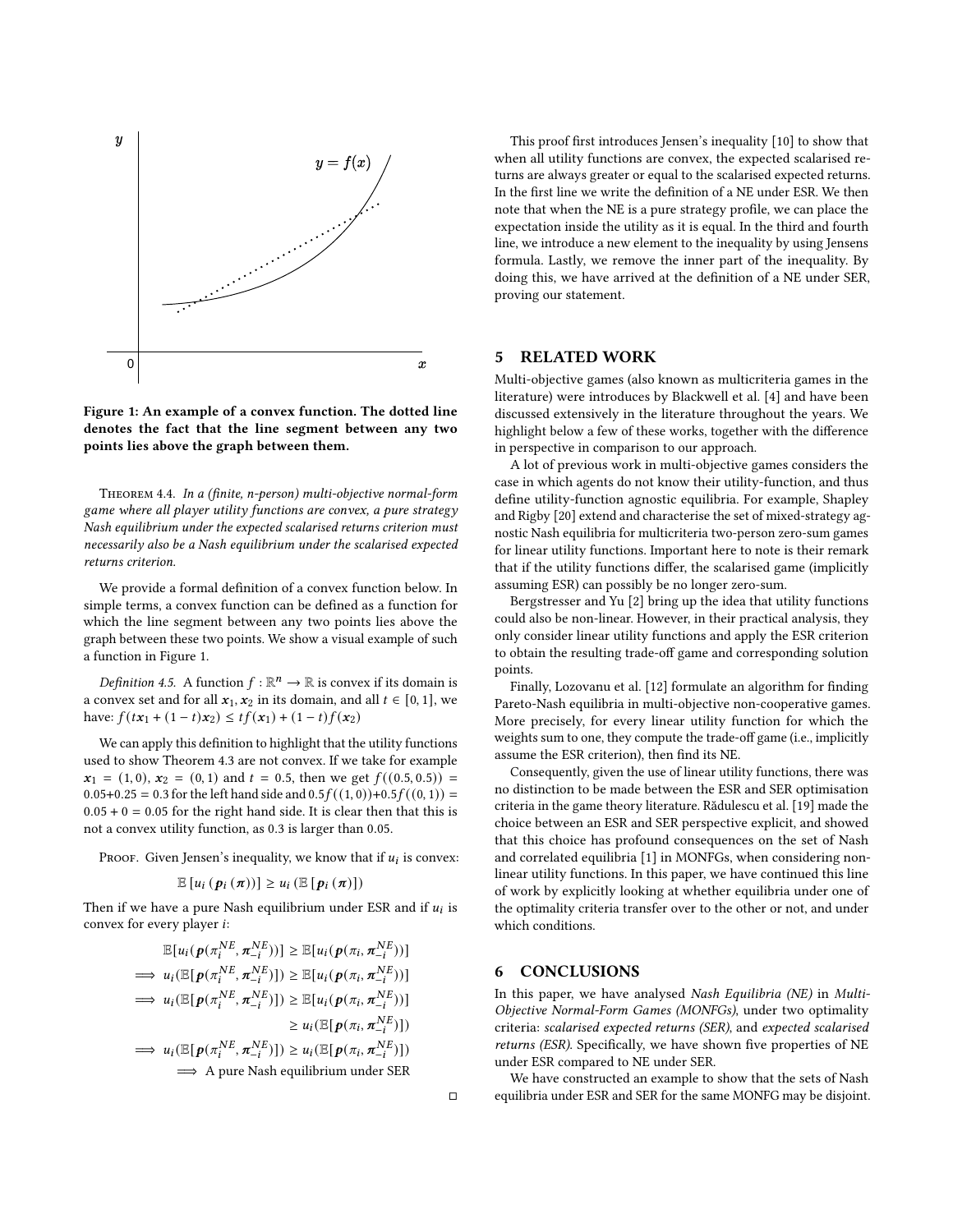Figure 1: An example of a convex function. The dotted line denotes the fact that the line segment between any two points lies above the graph between them.

THEOREM 4.4. *In a (finite, n-person) multi-objective normal-form game where all player utility functions are convex, a pure strategy Nash equilibrium under the expected scalarised returns criterion must necessarily also be a Nash equilibrium under the scalarised expected returns criterion.*

We provide a formal definition of a convex function below. In simple terms, a convex function can be defined as a function for which the line segment between any two points lies above the graph between these two points. We show a visual example of such a function in Figure 1.

*Definition 4.5.* A function $f : \mathbb{R}^n \to \mathbb{R}$ is convex if its domain is a convex set and for all $\boldsymbol{x}_1, \boldsymbol{x}_2$ in its domain, and all $t \in [0, 1]$, we have: $f(t\boldsymbol{x}_1 + (1-t)\boldsymbol{x}_2) \leq tf(\boldsymbol{x}_1) + (1-t)f(\boldsymbol{x}_2)$

We can apply this definition to highlight that the utility functions used to show Theorem 4.3 are not convex. If we take for example $\boldsymbol{x}_1 = (1, 0)$, $\boldsymbol{x}_2 = (0, 1)$ and $t = 0.5$, then we get $f((0.5, 0.5)) = 0.05 + 0.25 = 0.3$ for the left hand side and $0.5f((1, 0)) + 0.5f((0, 1)) = 0.05 + 0 = 0.05$ for the right hand side. It is clear then that this is not a convex utility function, as 0.3 is larger than 0.05.

PROOF. Given Jensen's inequality, we know that if $u_i$ is convex:

$$\mathbb{E}\left[u_i\left(\boldsymbol{p}_i\left(\boldsymbol{\pi}\right)\right)\right] \geq u_i\left(\mathbb{E}\left[\boldsymbol{p}_i\left(\boldsymbol{\pi}\right)\right]\right)$$

Then if we have a pure Nash equilibrium under ESR and if $u_i$ is convex for every player $i$:

$$
\begin{aligned}
&\mathbb{E}[u_i(\boldsymbol{p}(\pi_i^{NE}, \boldsymbol{\pi}_{-i}^{NE}))] \geq \mathbb{E}[u_i(\boldsymbol{p}(\pi_i, \boldsymbol{\pi}_{-i}^{NE}))] \\
\implies\ & u_i(\mathbb{E}[\boldsymbol{p}(\pi_i^{NE}, \boldsymbol{\pi}_{-i}^{NE})]) \geq \mathbb{E}[u_i(\boldsymbol{p}(\pi_i, \boldsymbol{\pi}_{-i}^{NE}))] \\
\implies\ & u_i(\mathbb{E}[\boldsymbol{p}(\pi_i^{NE}, \boldsymbol{\pi}_{-i}^{NE})]) \geq \mathbb{E}[u_i(\boldsymbol{p}(\pi_i, \boldsymbol{\pi}_{-i}^{NE}))] \\
& \qquad \geq u_i(\mathbb{E}[\boldsymbol{p}(\pi_i, \boldsymbol{\pi}_{-i}^{NE})]) \\
\implies\ & u_i(\mathbb{E}[\boldsymbol{p}(\pi_i^{NE}, \boldsymbol{\pi}_{-i}^{NE})]) \geq u_i(\mathbb{E}[\boldsymbol{p}(\pi_i, \boldsymbol{\pi}_{-i}^{NE})]) \\
\implies\ & \text{A pure Nash equilibrium under SER}
\end{aligned}
$$

□

This proof first introduces Jensen's inequality [10] to show that when all utility functions are convex, the expected scalarised returns are always greater or equal to the scalarised expected returns. In the first line we write the definition of a NE under ESR. We then note that when the NE is a pure strategy profile, we can place the expectation inside the utility as it is equal. In the third and fourth line, we introduce a new element to the inequality by using Jensens formula. Lastly, we remove the inner part of the inequality. By doing this, we have arrived at the definition of a NE under SER, proving our statement.

## 5 RELATED WORK

Multi-objective games (also known as multicriteria games in the literature) were introduces by Blackwell et al. [4] and have been discussed extensively in the literature throughout the years. We highlight below a few of these works, together with the difference in perspective in comparison to our approach.

A lot of previous work in multi-objective games considers the case in which agents do not know their utility-function, and thus define utility-function agnostic equilibria. For example, Shapley and Rigby [20] extend and characterise the set of mixed-strategy agnostic Nash equilibria for multicriteria two-person zero-sum games for linear utility functions. Important here to note is their remark that if the utility functions differ, the scalarised game (implicitly assuming ESR) can possibly be no longer zero-sum.

Bergstresser and Yu [2] bring up the idea that utility functions could also be non-linear. However, in their practical analysis, they only consider linear utility functions and apply the ESR criterion to obtain the resulting trade-off game and corresponding solution points.

Finally, Lozovanu et al. [12] formulate an algorithm for finding Pareto-Nash equilibria in multi-objective non-cooperative games. More precisely, for every linear utility function for which the weights sum to one, they compute the trade-off game (i.e., implicitly assume the ESR criterion), then find its NE.

Consequently, given the use of linear utility functions, there was no distinction to be made between the ESR and SER optimisation criteria in the game theory literature. Rădulescu et al. [19] made the choice between an ESR and SER perspective explicit, and showed that this choice has profound consequences on the set of Nash and correlated equilibria [1] in MONFGs, when considering non-linear utility functions. In this paper, we have continued this line of work by explicitly looking at whether equilibria under one of the optimality criteria transfer over to the other or not, and under which conditions.

## 6 CONCLUSIONS

In this paper, we have analysed *Nash Equilibria (NE)* in *Multi-Objective Normal-Form Games (MONFGs)*, under two optimality criteria: *scalarised expected returns (SER)*, and *expected scalarised returns (ESR)*. Specifically, we have shown five properties of NE under ESR compared to NE under SER.

We have constructed an example to show that the sets of Nash equilibria under ESR and SER for the same MONFG may be disjoint.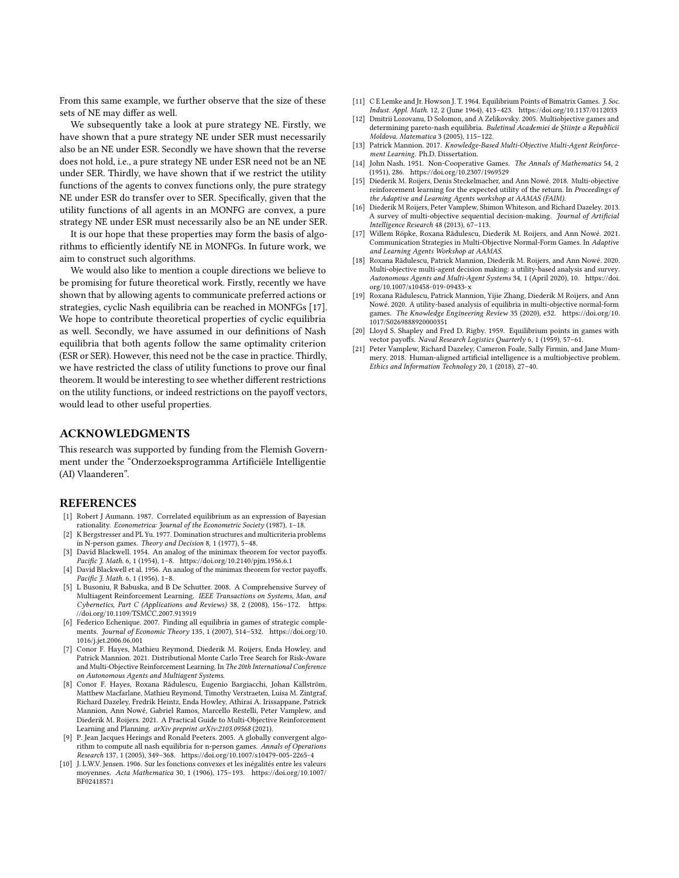From this same example, we further observe that the size of these sets of NE may differ as well.

We subsequently take a look at pure strategy NE. Firstly, we have shown that a pure strategy NE under SER must necessarily also be an NE under ESR. Secondly we have shown that the reverse does not hold, i.e., a pure strategy NE under ESR need not be an NE under SER. Thirdly, we have shown that if we restrict the utility functions of the agents to convex functions only, the pure strategy NE under ESR do transfer over to SER. Specifically, given that the utility functions of all agents in an MONFG are convex, a pure strategy NE under ESR must necessarily also be an NE under SER.

It is our hope that these properties may form the basis of algorithms to efficiently identify NE in MONFGs. In future work, we aim to construct such algorithms.

We would also like to mention a couple directions we believe to be promising for future theoretical work. Firstly, recently we have shown that by allowing agents to communicate preferred actions or strategies, cyclic Nash equilibria can be reached in MONFGs [17]. We hope to contribute theoretical properties of cyclic equilibria as well. Secondly, we have assumed in our definitions of Nash equilibria that both agents follow the same optimality criterion (ESR or SER). However, this need not be the case in practice. Thirdly, we have restricted the class of utility functions to prove our final theorem. It would be interesting to see whether different restrictions on the utility functions, or indeed restrictions on the payoff vectors, would lead to other useful properties.

## ACKNOWLEDGMENTS

This research was supported by funding from the Flemish Government under the "Onderzoeksprogramma Artificiële Intelligentie (AI) Vlaanderen".

## REFERENCES

- [1] Robert J Aumann. 1987. Correlated equilibrium as an expression of Bayesian rationality. *Econometrica: Journal of the Econometric Society* (1987), 1–18.
- [2] K Bergstresser and PL Yu. 1977. Domination structures and multicriteria problems in N-person games. *Theory and Decision* 8, 1 (1977), 5–48.
- [3] David Blackwell. 1954. An analog of the minimax theorem for vector payoffs. *Pacific J. Math.* 6, 1 (1954), 1–8. https://doi.org/10.2140/pjm.1956.6.1
- [4] David Blackwell et al. 1956. An analog of the minimax theorem for vector payoffs. *Pacific J. Math.* 6, 1 (1956), 1–8.
- [5] L Busoniu, R Babuska, and B De Schutter. 2008. A Comprehensive Survey of Multiagent Reinforcement Learning. *IEEE Transactions on Systems, Man, and Cybernetics, Part C (Applications and Reviews)* 38, 2 (2008), 156–172. https://doi.org/10.1109/TSMCC.2007.913919
- [6] Federico Echenique. 2007. Finding all equilibria in games of strategic complements. *Journal of Economic Theory* 135, 1 (2007), 514–532. https://doi.org/10.1016/j.jet.2006.06.001
- [7] Conor F. Hayes, Mathieu Reymond, Diederik M. Roijers, Enda Howley, and Patrick Mannion. 2021. Distributional Monte Carlo Tree Search for Risk-Aware and Multi-Objective Reinforcement Learning. In *The 20th International Conference on Autonomous Agents and Multiagent Systems*.
- [8] Conor F. Hayes, Roxana Rădulescu, Eugenio Bargiacchi, Johan Källström, Matthew Macfarlane, Mathieu Reymond, Timothy Verstraeten, Luisa M. Zintgraf, Richard Dazeley, Fredrik Heintz, Enda Howley, Athirai A. Irissappane, Patrick Mannion, Ann Nowé, Gabriel Ramos, Marcello Restelli, Peter Vamplew, and Diederik M. Roijers. 2021. A Practical Guide to Multi-Objective Reinforcement Learning and Planning. *arXiv preprint arXiv:2103.09568* (2021).
- [9] P. Jean Jacques Herings and Ronald Peeters. 2005. A globally convergent algorithm to compute all nash equilibria for n-person games. *Annals of Operations Research* 137, 1 (2005), 349–368. https://doi.org/10.1007/s10479-005-2265-4
- [10] J. L.W.V. Jensen. 1906. Sur les fonctions convexes et les inégalités entre les valeurs moyennes. *Acta Mathematica* 30, 1 (1906), 175–193. https://doi.org/10.1007/BF02418571
- [11] C E Lemke and Jr. Howson J. T. 1964. Equilibrium Points of Bimatrix Games. *J. Soc. Indust. Appl. Math.* 12, 2 (June 1964), 413–423. https://doi.org/10.1137/0112033
- [12] Dmitrii Lozovanu, D Solomon, and A Zelikovsky. 2005. Multiobjective games and determining pareto-nash equilibria. *Buletinul Academiei de Ştiinţe a Republicii Moldova. Matematica* 3 (2005), 115–122.
- [13] Patrick Mannion. 2017. *Knowledge-Based Multi-Objective Multi-Agent Reinforcement Learning.* Ph.D. Dissertation.
- [14] John Nash. 1951. Non-Cooperative Games. *The Annals of Mathematics* 54, 2 (1951), 286. https://doi.org/10.2307/1969529
- [15] Diederik M. Roijers, Denis Steckelmacher, and Ann Nowé. 2018. Multi-objective reinforcement learning for the expected utility of the return. In *Proceedings of the Adaptive and Learning Agents workshop at AAMAS (FAIM).*
- [16] Diederik M Roijers, Peter Vamplew, Shimon Whiteson, and Richard Dazeley. 2013. A survey of multi-objective sequential decision-making. *Journal of Artificial Intelligence Research* 48 (2013), 67–113.
- [17] Willem Röpke, Roxana Rădulescu, Diederik M. Roijers, and Ann Nowé. 2021. Communication Strategies in Multi-Objective Normal-Form Games. In *Adaptive and Learning Agents Workshop at AAMAS.*
- [18] Roxana Rădulescu, Patrick Mannion, Diederik M. Roijers, and Ann Nowé. 2020. Multi-objective multi-agent decision making: a utility-based analysis and survey. *Autonomous Agents and Multi-Agent Systems* 34, 1 (April 2020), 10. https://doi.org/10.1007/s10458-019-09433-x
- [19] Roxana Rădulescu, Patrick Mannion, Yijie Zhang, Diederik M Roijers, and Ann Nowé. 2020. A utility-based analysis of equilibria in multi-objective normal-form games. *The Knowledge Engineering Review* 35 (2020), e32. https://doi.org/10.1017/S0269888920000351
- [20] Lloyd S. Shapley and Fred D. Rigby. 1959. Equilibrium points in games with vector payoffs. *Naval Research Logistics Quarterly* 6, 1 (1959), 57–61.
- [21] Peter Vamplew, Richard Dazeley, Cameron Foale, Sally Firmin, and Jane Mummery. 2018. Human-aligned artificial intelligence is a multiobjective problem. *Ethics and Information Technology* 20, 1 (2018), 27–40.